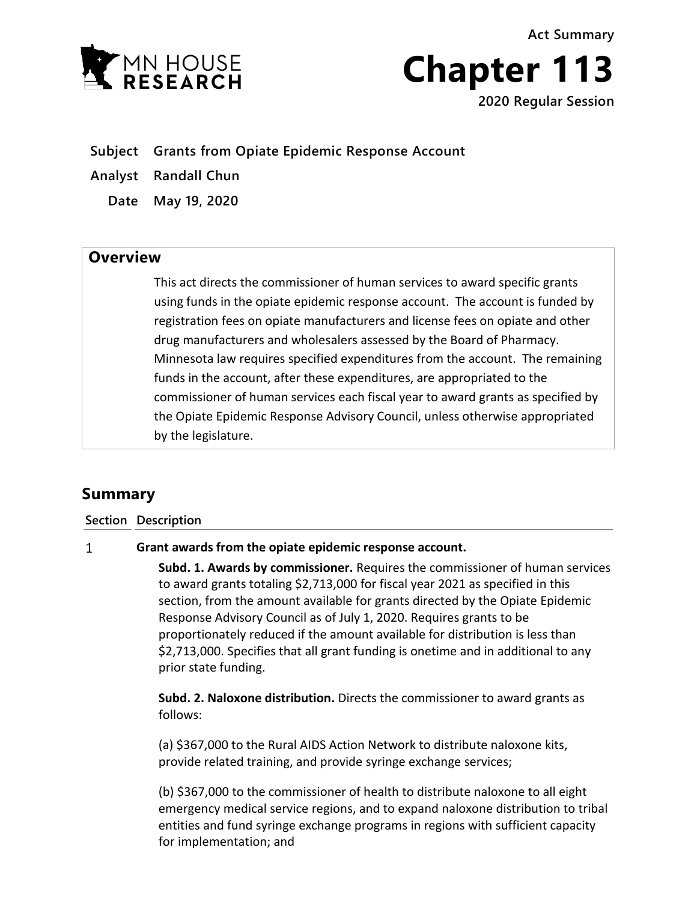Act Summary

# Chapter 113

2020 Regular Session

**Subject** Grants from Opiate Epidemic Response Account

**Analyst** Randall Chun

**Date** May 19, 2020

## Overview

This act directs the commissioner of human services to award specific grants using funds in the opiate epidemic response account. The account is funded by registration fees on opiate manufacturers and license fees on opiate and other drug manufacturers and wholesalers assessed by the Board of Pharmacy. Minnesota law requires specified expenditures from the account. The remaining funds in the account, after these expenditures, are appropriated to the commissioner of human services each fiscal year to award grants as specified by the Opiate Epidemic Response Advisory Council, unless otherwise appropriated by the legislature.

## Summary

| Section | Description |
|---|---|

### 1 Grant awards from the opiate epidemic response account.

**Subd. 1. Awards by commissioner.** Requires the commissioner of human services to award grants totaling $2,713,000 for fiscal year 2021 as specified in this section, from the amount available for grants directed by the Opiate Epidemic Response Advisory Council as of July 1, 2020. Requires grants to be proportionately reduced if the amount available for distribution is less than $2,713,000. Specifies that all grant funding is onetime and in additional to any prior state funding.

**Subd. 2. Naloxone distribution.** Directs the commissioner to award grants as follows:

(a) $367,000 to the Rural AIDS Action Network to distribute naloxone kits, provide related training, and provide syringe exchange services;

(b) $367,000 to the commissioner of health to distribute naloxone to all eight emergency medical service regions, and to expand naloxone distribution to tribal entities and fund syringe exchange programs in regions with sufficient capacity for implementation; and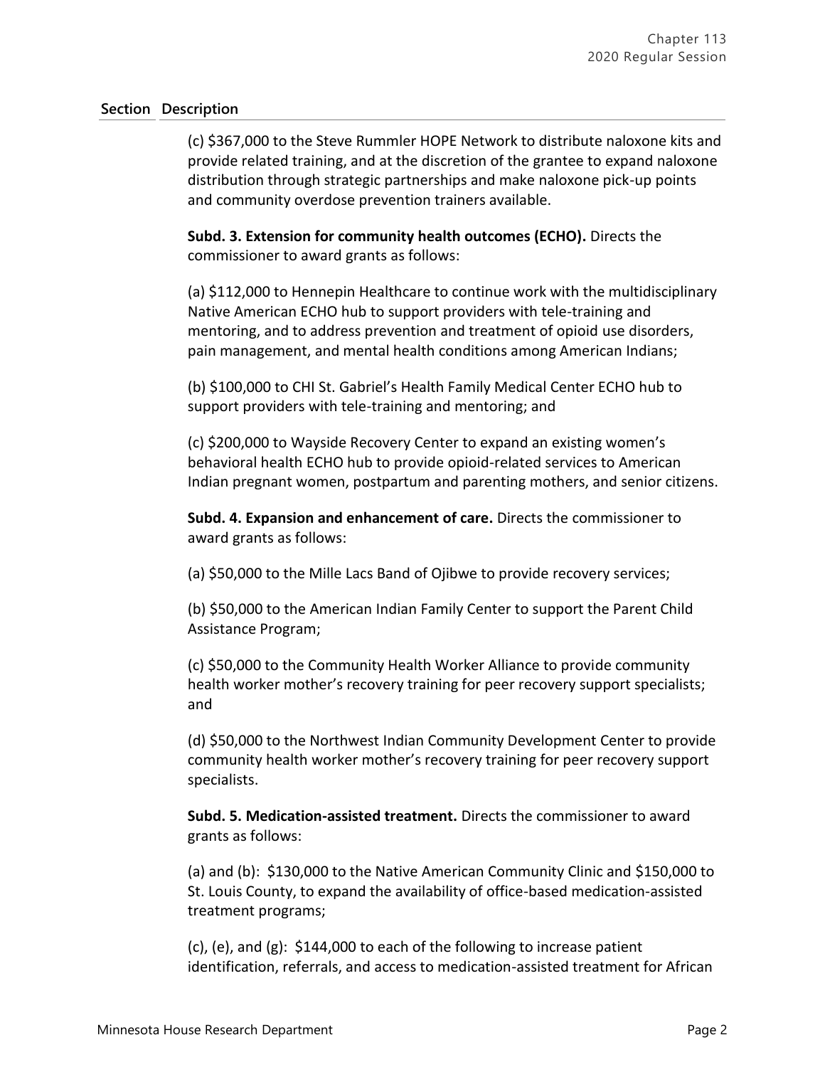| Section | Description |
|---|---|
| | (c) $367,000 to the Steve Rummler HOPE Network to distribute naloxone kits and provide related training, and at the discretion of the grantee to expand naloxone distribution through strategic partnerships and make naloxone pick-up points and community overdose prevention trainers available. |
| | **Subd. 3. Extension for community health outcomes (ECHO).** Directs the commissioner to award grants as follows: |
| | (a) $112,000 to Hennepin Healthcare to continue work with the multidisciplinary Native American ECHO hub to support providers with tele-training and mentoring, and to address prevention and treatment of opioid use disorders, pain management, and mental health conditions among American Indians; |
| | (b) $100,000 to CHI St. Gabriel's Health Family Medical Center ECHO hub to support providers with tele-training and mentoring; and |
| | (c) $200,000 to Wayside Recovery Center to expand an existing women's behavioral health ECHO hub to provide opioid-related services to American Indian pregnant women, postpartum and parenting mothers, and senior citizens. |
| | **Subd. 4. Expansion and enhancement of care.** Directs the commissioner to award grants as follows: |
| | (a) $50,000 to the Mille Lacs Band of Ojibwe to provide recovery services; |
| | (b) $50,000 to the American Indian Family Center to support the Parent Child Assistance Program; |
| | (c) $50,000 to the Community Health Worker Alliance to provide community health worker mother's recovery training for peer recovery support specialists; and |
| | (d) $50,000 to the Northwest Indian Community Development Center to provide community health worker mother's recovery training for peer recovery support specialists. |
| | **Subd. 5. Medication-assisted treatment.** Directs the commissioner to award grants as follows: |
| | (a) and (b): $130,000 to the Native American Community Clinic and $150,000 to St. Louis County, to expand the availability of office-based medication-assisted treatment programs; |
| | (c), (e), and (g): $144,000 to each of the following to increase patient identification, referrals, and access to medication-assisted treatment for African |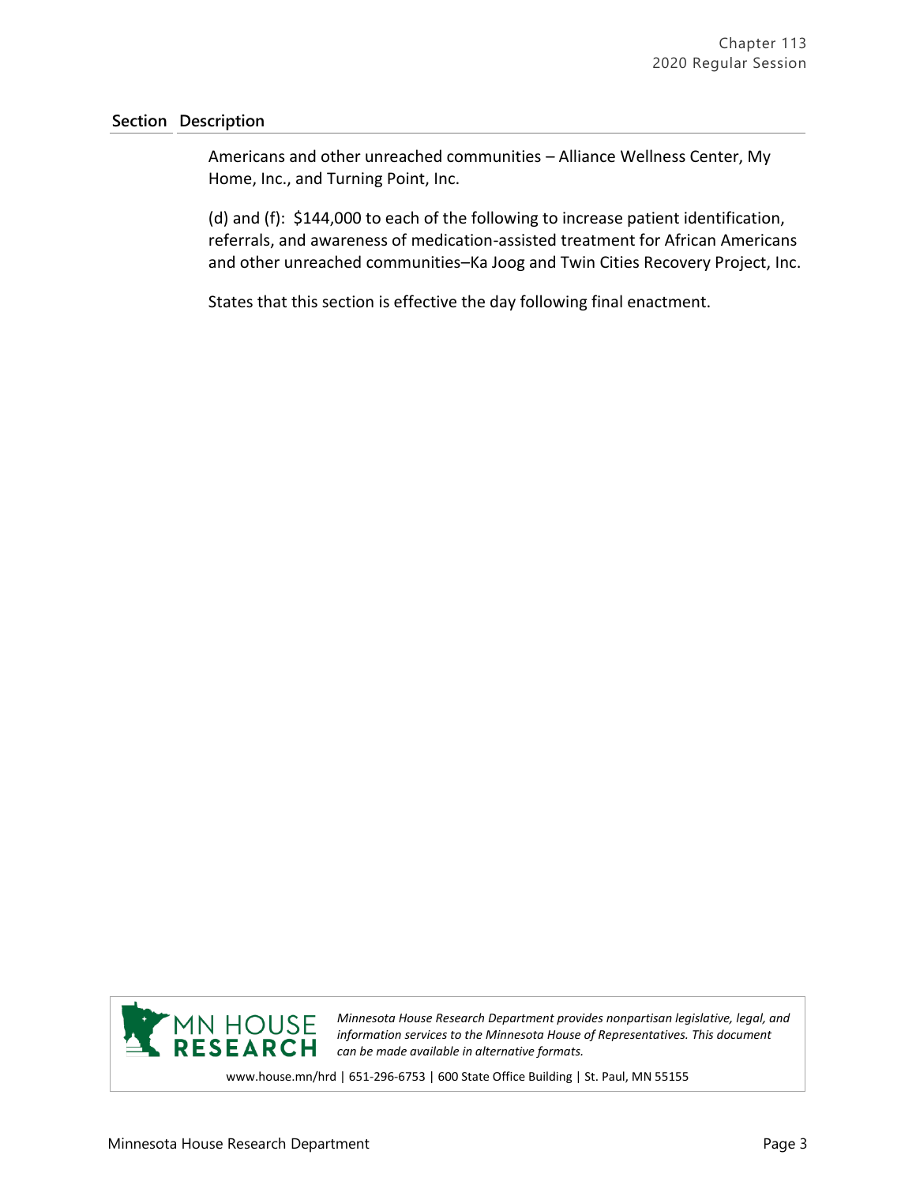| Section | Description |
|---|---|
| | Americans and other unreached communities – Alliance Wellness Center, My Home, Inc., and Turning Point, Inc.<br><br>(d) and (f): $144,000 to each of the following to increase patient identification, referrals, and awareness of medication-assisted treatment for African Americans and other unreached communities–Ka Joog and Twin Cities Recovery Project, Inc.<br><br>States that this section is effective the day following final enactment. |

MN HOUSE RESEARCH

*Minnesota House Research Department provides nonpartisan legislative, legal, and information services to the Minnesota House of Representatives. This document can be made available in alternative formats.*

www.house.mn/hrd | 651-296-6753 | 600 State Office Building | St. Paul, MN 55155